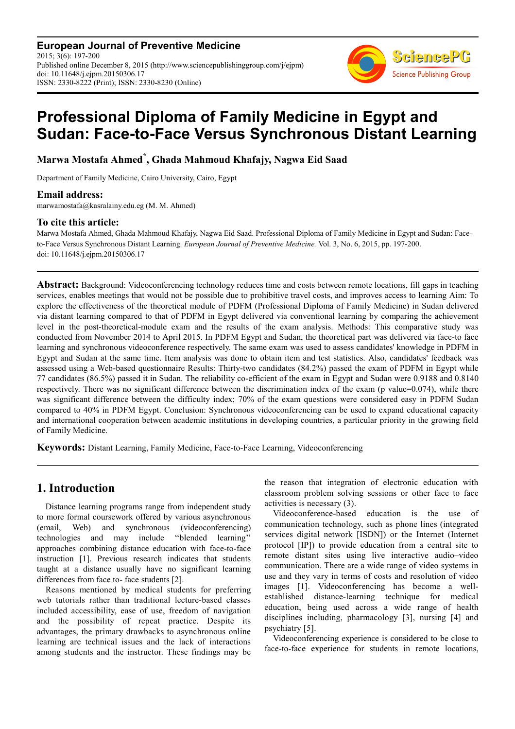**European Journal of Preventive Medicine**
2015; 3(6): 197-200
Published online December 8, 2015 (http://www.sciencepublishinggroup.com/j/ejpm)
doi: 10.11648/j.ejpm.20150306.17
ISSN: 2330-8222 (Print); ISSN: 2330-8230 (Online)

# Professional Diploma of Family Medicine in Egypt and Sudan: Face-to-Face Versus Synchronous Distant Learning

**Marwa Mostafa Ahmed*, Ghada Mahmoud Khafajy, Nagwa Eid Saad**

Department of Family Medicine, Cairo University, Cairo, Egypt

## Email address:

marwamostafa@kasralainy.edu.eg (M. M. Ahmed)

## To cite this article:

Marwa Mostafa Ahmed, Ghada Mahmoud Khafajy, Nagwa Eid Saad. Professional Diploma of Family Medicine in Egypt and Sudan: Face-to-Face Versus Synchronous Distant Learning. *European Journal of Preventive Medicine.* Vol. 3, No. 6, 2015, pp. 197-200. doi: 10.11648/j.ejpm.20150306.17

**Abstract:** Background: Videoconferencing technology reduces time and costs between remote locations, fill gaps in teaching services, enables meetings that would not be possible due to prohibitive travel costs, and improves access to learning Aim: To explore the effectiveness of the theoretical module of PDFM (Professional Diploma of Family Medicine) in Sudan delivered via distant learning compared to that of PDFM in Egypt delivered via conventional learning by comparing the achievement level in the post-theoretical-module exam and the results of the exam analysis. Methods: This comparative study was conducted from November 2014 to April 2015. In PDFM Egypt and Sudan, the theoretical part was delivered via face-to face learning and synchronous videoconference respectively. The same exam was used to assess candidates' knowledge in PDFM in Egypt and Sudan at the same time. Item analysis was done to obtain item and test statistics. Also, candidates' feedback was assessed using a Web-based questionnaire Results: Thirty-two candidates (84.2%) passed the exam of PDFM in Egypt while 77 candidates (86.5%) passed it in Sudan. The reliability co-efficient of the exam in Egypt and Sudan were 0.9188 and 0.8140 respectively. There was no significant difference between the discrimination index of the exam (p value=0.074), while there was significant difference between the difficulty index; 70% of the exam questions were considered easy in PDFM Sudan compared to 40% in PDFM Egypt. Conclusion: Synchronous videoconferencing can be used to expand educational capacity and international cooperation between academic institutions in developing countries, a particular priority in the growing field of Family Medicine.

**Keywords:** Distant Learning, Family Medicine, Face-to-Face Learning, Videoconferencing

## 1. Introduction

Distance learning programs range from independent study to more formal coursework offered by various asynchronous (email, Web) and synchronous (videoconferencing) technologies and may include "blended learning" approaches combining distance education with face-to-face instruction [1]. Previous research indicates that students taught at a distance usually have no significant learning differences from face to- face students [2].

Reasons mentioned by medical students for preferring web tutorials rather than traditional lecture-based classes included accessibility, ease of use, freedom of navigation and the possibility of repeat practice. Despite its advantages, the primary drawbacks to asynchronous online learning are technical issues and the lack of interactions among students and the instructor. These findings may be the reason that integration of electronic education with classroom problem solving sessions or other face to face activities is necessary (3).

Videoconference-based education is the use of communication technology, such as phone lines (integrated services digital network [ISDN]) or the Internet (Internet protocol [IP]) to provide education from a central site to remote distant sites using live interactive audio–video communication. There are a wide range of video systems in use and they vary in terms of costs and resolution of video images [1]. Videoconferencing has become a well-established distance-learning technique for medical education, being used across a wide range of health disciplines including, pharmacology [3], nursing [4] and psychiatry [5].

Videoconferencing experience is considered to be close to face-to-face experience for students in remote locations,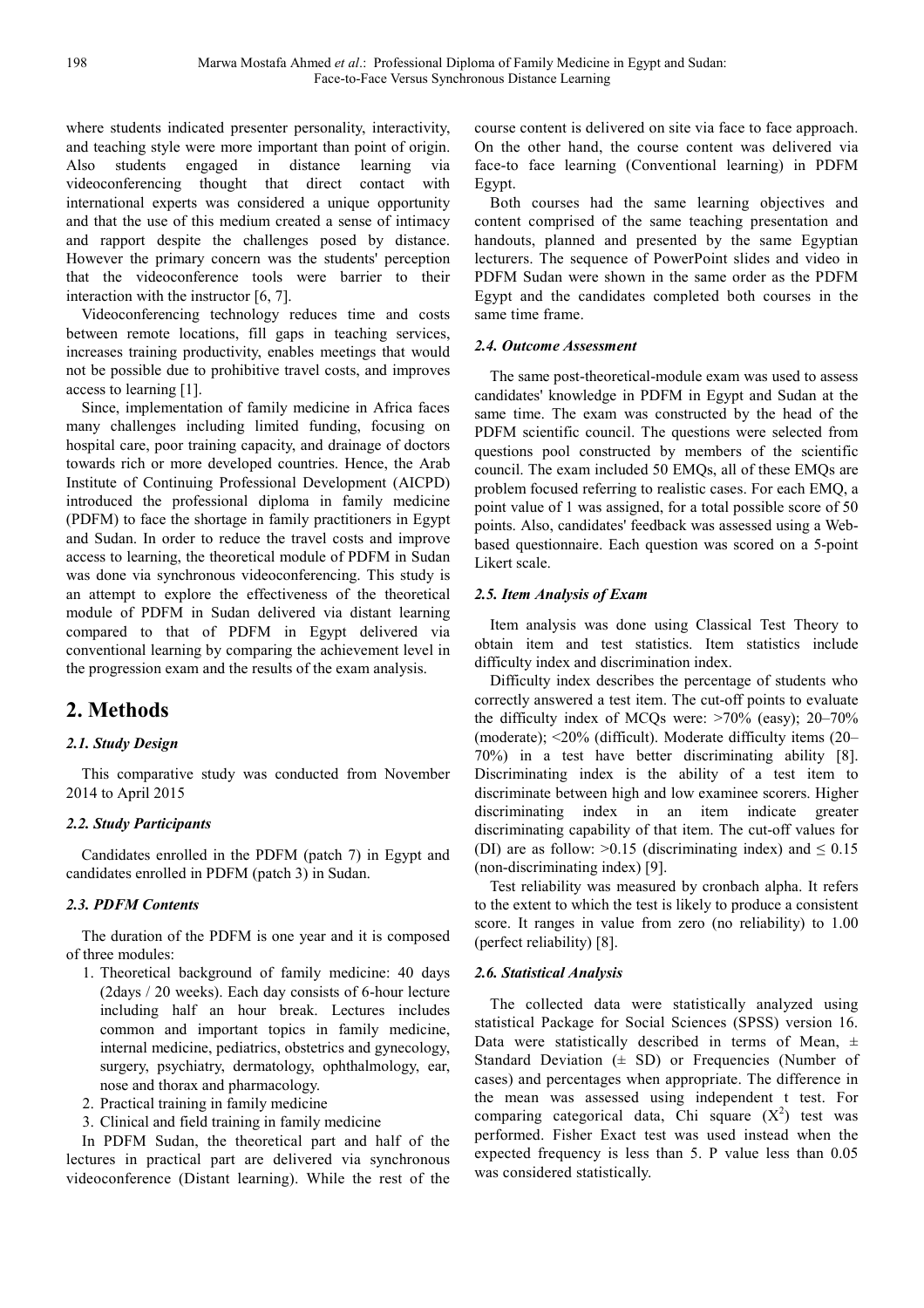where students indicated presenter personality, interactivity, and teaching style were more important than point of origin. Also students engaged in distance learning via videoconferencing thought that direct contact with international experts was considered a unique opportunity and that the use of this medium created a sense of intimacy and rapport despite the challenges posed by distance. However the primary concern was the students' perception that the videoconference tools were barrier to their interaction with the instructor [6, 7].

Videoconferencing technology reduces time and costs between remote locations, fill gaps in teaching services, increases training productivity, enables meetings that would not be possible due to prohibitive travel costs, and improves access to learning [1].

Since, implementation of family medicine in Africa faces many challenges including limited funding, focusing on hospital care, poor training capacity, and drainage of doctors towards rich or more developed countries. Hence, the Arab Institute of Continuing Professional Development (AICPD) introduced the professional diploma in family medicine (PDFM) to face the shortage in family practitioners in Egypt and Sudan. In order to reduce the travel costs and improve access to learning, the theoretical module of PDFM in Sudan was done via synchronous videoconferencing. This study is an attempt to explore the effectiveness of the theoretical module of PDFM in Sudan delivered via distant learning compared to that of PDFM in Egypt delivered via conventional learning by comparing the achievement level in the progression exam and the results of the exam analysis.

# 2. Methods

### 2.1. Study Design

This comparative study was conducted from November 2014 to April 2015

### 2.2. Study Participants

Candidates enrolled in the PDFM (patch 7) in Egypt and candidates enrolled in PDFM (patch 3) in Sudan.

### 2.3. PDFM Contents

The duration of the PDFM is one year and it is composed of three modules:

1. Theoretical background of family medicine: 40 days (2days / 20 weeks). Each day consists of 6-hour lecture including half an hour break. Lectures includes common and important topics in family medicine, internal medicine, pediatrics, obstetrics and gynecology, surgery, psychiatry, dermatology, ophthalmology, ear, nose and thorax and pharmacology.
2. Practical training in family medicine
3. Clinical and field training in family medicine

In PDFM Sudan, the theoretical part and half of the lectures in practical part are delivered via synchronous videoconference (Distant learning). While the rest of the course content is delivered on site via face to face approach. On the other hand, the course content was delivered via face-to face learning (Conventional learning) in PDFM Egypt.

Both courses had the same learning objectives and content comprised of the same teaching presentation and handouts, planned and presented by the same Egyptian lecturers. The sequence of PowerPoint slides and video in PDFM Sudan were shown in the same order as the PDFM Egypt and the candidates completed both courses in the same time frame.

### 2.4. Outcome Assessment

The same post-theoretical-module exam was used to assess candidates' knowledge in PDFM in Egypt and Sudan at the same time. The exam was constructed by the head of the PDFM scientific council. The questions were selected from questions pool constructed by members of the scientific council. The exam included 50 EMQs, all of these EMQs are problem focused referring to realistic cases. For each EMQ, a point value of 1 was assigned, for a total possible score of 50 points. Also, candidates' feedback was assessed using a Web-based questionnaire. Each question was scored on a 5-point Likert scale.

### 2.5. Item Analysis of Exam

Item analysis was done using Classical Test Theory to obtain item and test statistics. Item statistics include difficulty index and discrimination index.

Difficulty index describes the percentage of students who correctly answered a test item. The cut-off points to evaluate the difficulty index of MCQs were: >70% (easy); 20–70% (moderate); <20% (difficult). Moderate difficulty items (20–70%) in a test have better discriminating ability [8]. Discriminating index is the ability of a test item to discriminate between high and low examinee scorers. Higher discriminating index in an item indicate greater discriminating capability of that item. The cut-off values for (DI) are as follow: >0.15 (discriminating index) and ≤ 0.15 (non-discriminating index) [9].

Test reliability was measured by cronbach alpha. It refers to the extent to which the test is likely to produce a consistent score. It ranges in value from zero (no reliability) to 1.00 (perfect reliability) [8].

### 2.6. Statistical Analysis

The collected data were statistically analyzed using statistical Package for Social Sciences (SPSS) version 16. Data were statistically described in terms of Mean, ± Standard Deviation (± SD) or Frequencies (Number of cases) and percentages when appropriate. The difference in the mean was assessed using independent t test. For comparing categorical data, Chi square ($X^2$) test was performed. Fisher Exact test was used instead when the expected frequency is less than 5. P value less than 0.05 was considered statistically.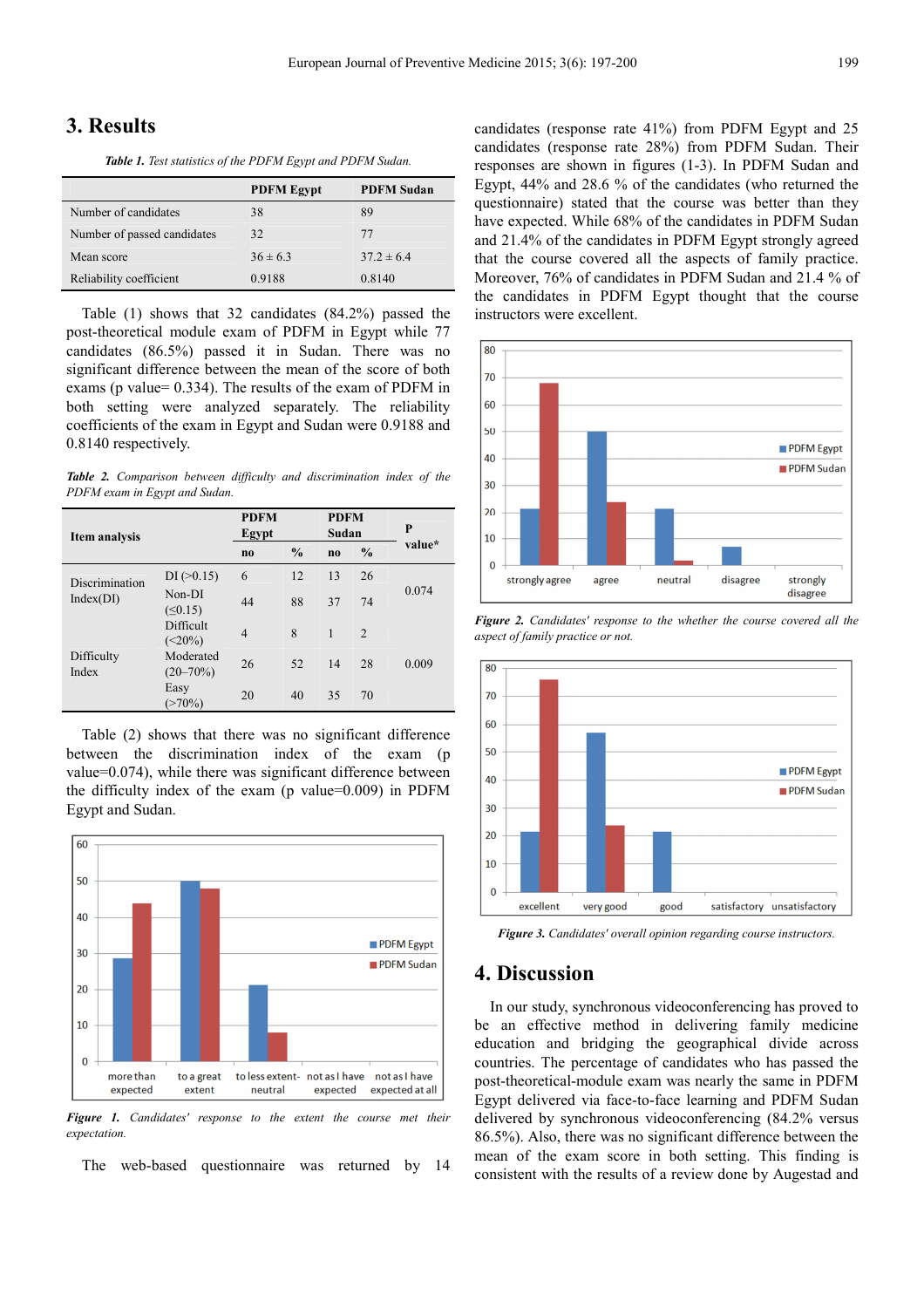## 3. Results

*Table 1. Test statistics of the PDFM Egypt and PDFM Sudan.*

| | PDFM Egypt | PDFM Sudan |
|---|---|---|
| Number of candidates | 38 | 89 |
| Number of passed candidates | 32 | 77 |
| Mean score | 36 ± 6.3 | 37.2 ± 6.4 |
| Reliability coefficient | 0.9188 | 0.8140 |

Table (1) shows that 32 candidates (84.2%) passed the post-theoretical module exam of PDFM in Egypt while 77 candidates (86.5%) passed it in Sudan. There was no significant difference between the mean of the score of both exams (p value= 0.334). The results of the exam of PDFM in both setting were analyzed separately. The reliability coefficients of the exam in Egypt and Sudan were 0.9188 and 0.8140 respectively.

*Table 2. Comparison between difficulty and discrimination index of the PDFM exam in Egypt and Sudan.*

| Item analysis | | PDFM Egypt | | PDFM Sudan | | P value* |
|---|---|---|---|---|---|---|
| | | no | % | no | % | |
| Discrimination Index(DI) | DI (>0.15) | 6 | 12 | 13 | 26 | 0.074 |
| | Non-DI (≤0.15) | 44 | 88 | 37 | 74 | |
| Difficulty Index | Difficult (<20%) | 4 | 8 | 1 | 2 | 0.009 |
| | Moderated (20–70%) | 26 | 52 | 14 | 28 | |
| | Easy (>70%) | 20 | 40 | 35 | 70 | |

Table (2) shows that there was no significant difference between the discrimination index of the exam (p value=0.074), while there was significant difference between the difficulty index of the exam (p value=0.009) in PDFM Egypt and Sudan.

*Figure 1. Candidates' response to the extent the course met their expectation.*

The web-based questionnaire was returned by 14 candidates (response rate 41%) from PDFM Egypt and 25 candidates (response rate 28%) from PDFM Sudan. Their responses are shown in figures (1-3). In PDFM Sudan and Egypt, 44% and 28.6 % of the candidates (who returned the questionnaire) stated that the course was better than they have expected. While 68% of the candidates in PDFM Sudan and 21.4% of the candidates in PDFM Egypt strongly agreed that the course covered all the aspects of family practice. Moreover, 76% of candidates in PDFM Sudan and 21.4 % of the candidates in PDFM Egypt thought that the course instructors were excellent.

*Figure 2. Candidates' response to the whether the course covered all the aspect of family practice or not.*

*Figure 3. Candidates' overall opinion regarding course instructors.*

## 4. Discussion

In our study, synchronous videoconferencing has proved to be an effective method in delivering family medicine education and bridging the geographical divide across countries. The percentage of candidates who has passed the post-theoretical-module exam was nearly the same in PDFM Egypt delivered via face-to-face learning and PDFM Sudan delivered by synchronous videoconferencing (84.2% versus 86.5%). Also, there was no significant difference between the mean of the exam score in both setting. This finding is consistent with the results of a review done by Augestad and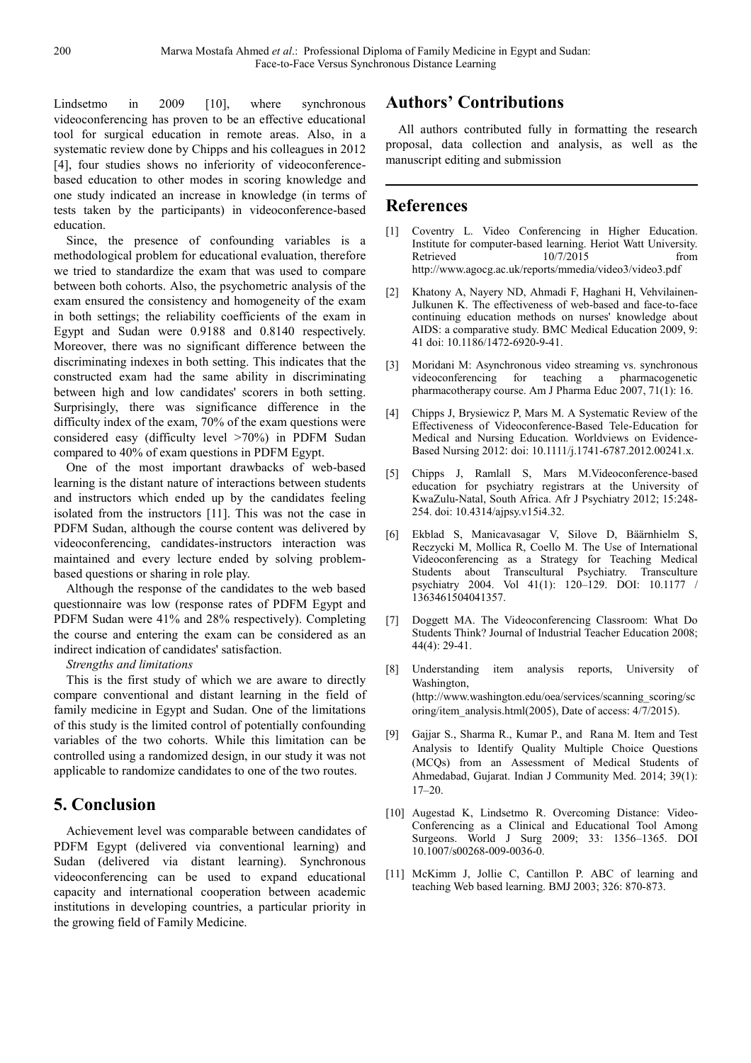Lindsetmo in 2009 [10], where synchronous videoconferencing has proven to be an effective educational tool for surgical education in remote areas. Also, in a systematic review done by Chipps and his colleagues in 2012 [4], four studies shows no inferiority of videoconference-based education to other modes in scoring knowledge and one study indicated an increase in knowledge (in terms of tests taken by the participants) in videoconference-based education.

Since, the presence of confounding variables is a methodological problem for educational evaluation, therefore we tried to standardize the exam that was used to compare between both cohorts. Also, the psychometric analysis of the exam ensured the consistency and homogeneity of the exam in both settings; the reliability coefficients of the exam in Egypt and Sudan were 0.9188 and 0.8140 respectively. Moreover, there was no significant difference between the discriminating indexes in both setting. This indicates that the constructed exam had the same ability in discriminating between high and low candidates' scorers in both setting. Surprisingly, there was significance difference in the difficulty index of the exam, 70% of the exam questions were considered easy (difficulty level >70%) in PDFM Sudan compared to 40% of exam questions in PDFM Egypt.

One of the most important drawbacks of web-based learning is the distant nature of interactions between students and instructors which ended up by the candidates feeling isolated from the instructors [11]. This was not the case in PDFM Sudan, although the course content was delivered by videoconferencing, candidates-instructors interaction was maintained and every lecture ended by solving problem-based questions or sharing in role play.

Although the response of the candidates to the web based questionnaire was low (response rates of PDFM Egypt and PDFM Sudan were 41% and 28% respectively). Completing the course and entering the exam can be considered as an indirect indication of candidates' satisfaction.

*Strengths and limitations*

This is the first study of which we are aware to directly compare conventional and distant learning in the field of family medicine in Egypt and Sudan. One of the limitations of this study is the limited control of potentially confounding variables of the two cohorts. While this limitation can be controlled using a randomized design, in our study it was not applicable to randomize candidates to one of the two routes.

# 5. Conclusion

Achievement level was comparable between candidates of PDFM Egypt (delivered via conventional learning) and Sudan (delivered via distant learning). Synchronous videoconferencing can be used to expand educational capacity and international cooperation between academic institutions in developing countries, a particular priority in the growing field of Family Medicine.

# Authors' Contributions

All authors contributed fully in formatting the research proposal, data collection and analysis, as well as the manuscript editing and submission

# References

[1] Coventry L. Video Conferencing in Higher Education. Institute for computer-based learning. Heriot Watt University. Retrieved 10/7/2015 from http://www.agocg.ac.uk/reports/mmedia/video3/video3.pdf

[2] Khatony A, Nayery ND, Ahmadi F, Haghani H, Vehvilainen-Julkunen K. The effectiveness of web-based and face-to-face continuing education methods on nurses' knowledge about AIDS: a comparative study. BMC Medical Education 2009, 9: 41 doi: 10.1186/1472-6920-9-41.

[3] Moridani M: Asynchronous video streaming vs. synchronous videoconferencing for teaching a pharmacogenetic pharmacotherapy course. Am J Pharma Educ 2007, 71(1): 16.

[4] Chipps J, Brysiewicz P, Mars M. A Systematic Review of the Effectiveness of Videoconference-Based Tele-Education for Medical and Nursing Education. Worldviews on Evidence-Based Nursing 2012: doi: 10.1111/j.1741-6787.2012.00241.x.

[5] Chipps J, Ramlall S, Mars M.Videoconference-based education for psychiatry registrars at the University of KwaZulu-Natal, South Africa. Afr J Psychiatry 2012; 15:248-254. doi: 10.4314/ajpsy.v15i4.32.

[6] Ekblad S, Manicavasagar V, Silove D, Bäärnhielm S, Reczycki M, Mollica R, Coello M. The Use of International Videoconferencing as a Strategy for Teaching Medical Students about Transcultural Psychiatry. Transculture psychiatry 2004. Vol 41(1): 120–129. DOI: 10.1177 / 1363461504041357.

[7] Doggett MA. The Videoconferencing Classroom: What Do Students Think? Journal of Industrial Teacher Education 2008; 44(4): 29-41.

[8] Understanding item analysis reports, University of Washington, (http://www.washington.edu/oea/services/scanning_scoring/scoring/item_analysis.html(2005), Date of access: 4/7/2015).

[9] Gajjar S., Sharma R., Kumar P., and Rana M. Item and Test Analysis to Identify Quality Multiple Choice Questions (MCQs) from an Assessment of Medical Students of Ahmedabad, Gujarat. Indian J Community Med. 2014; 39(1): 17–20.

[10] Augestad K, Lindsetmo R. Overcoming Distance: Video-Conferencing as a Clinical and Educational Tool Among Surgeons. World J Surg 2009; 33: 1356–1365. DOI 10.1007/s00268-009-0036-0.

[11] McKimm J, Jollie C, Cantillon P. ABC of learning and teaching Web based learning. BMJ 2003; 326: 870-873.